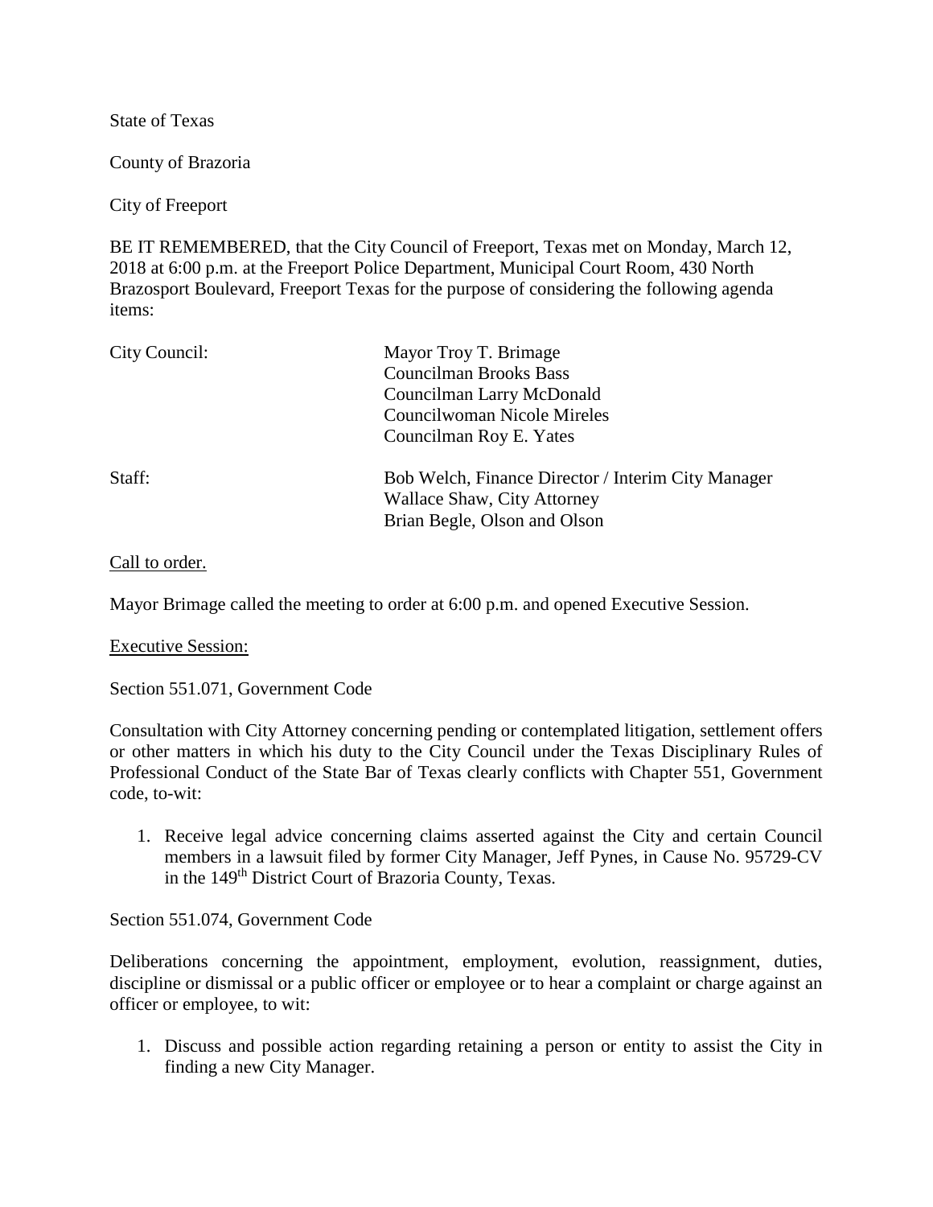State of Texas

County of Brazoria

City of Freeport

BE IT REMEMBERED, that the City Council of Freeport, Texas met on Monday, March 12, 2018 at 6:00 p.m. at the Freeport Police Department, Municipal Court Room, 430 North Brazosport Boulevard, Freeport Texas for the purpose of considering the following agenda items:

| | |
|---|---|
| City Council: | Mayor Troy T. Brimage<br>Councilman Brooks Bass<br>Councilman Larry McDonald<br>Councilwoman Nicole Mireles<br>Councilman Roy E. Yates |
| Staff: | Bob Welch, Finance Director / Interim City Manager<br>Wallace Shaw, City Attorney<br>Brian Begle, Olson and Olson |

<u>Call to order.</u>

Mayor Brimage called the meeting to order at 6:00 p.m. and opened Executive Session.

<u>Executive Session:</u>

Section 551.071, Government Code

Consultation with City Attorney concerning pending or contemplated litigation, settlement offers or other matters in which his duty to the City Council under the Texas Disciplinary Rules of Professional Conduct of the State Bar of Texas clearly conflicts with Chapter 551, Government code, to-wit:

1. Receive legal advice concerning claims asserted against the City and certain Council members in a lawsuit filed by former City Manager, Jeff Pynes, in Cause No. 95729-CV in the 149th District Court of Brazoria County, Texas.

Section 551.074, Government Code

Deliberations concerning the appointment, employment, evolution, reassignment, duties, discipline or dismissal or a public officer or employee or to hear a complaint or charge against an officer or employee, to wit:

1. Discuss and possible action regarding retaining a person or entity to assist the City in finding a new City Manager.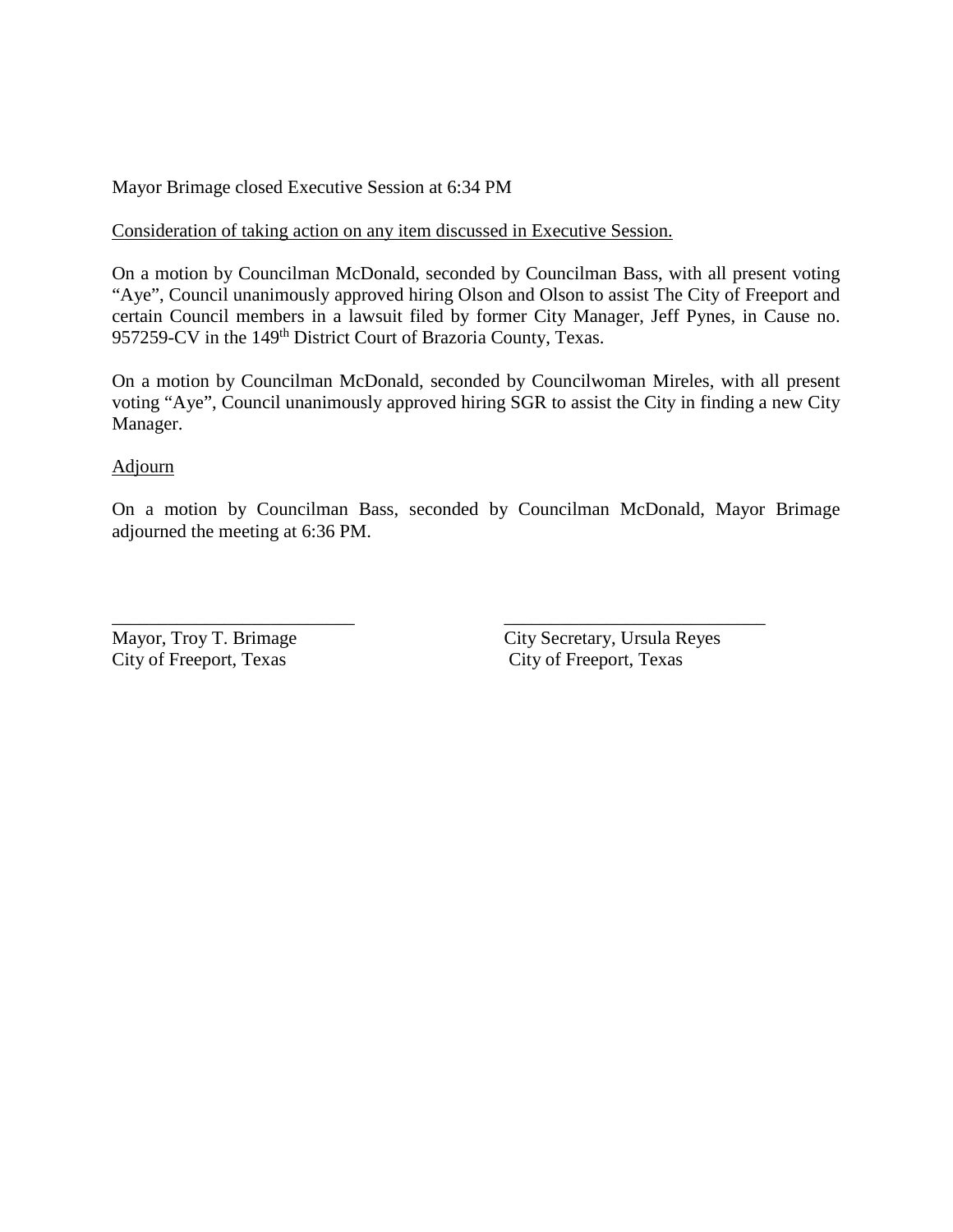Mayor Brimage closed Executive Session at 6:34 PM

<u>Consideration of taking action on any item discussed in Executive Session.</u>

On a motion by Councilman McDonald, seconded by Councilman Bass, with all present voting "Aye", Council unanimously approved hiring Olson and Olson to assist The City of Freeport and certain Council members in a lawsuit filed by former City Manager, Jeff Pynes, in Cause no. 957259-CV in the 149th District Court of Brazoria County, Texas.

On a motion by Councilman McDonald, seconded by Councilwoman Mireles, with all present voting "Aye", Council unanimously approved hiring SGR to assist the City in finding a new City Manager.

<u>Adjourn</u>

On a motion by Councilman Bass, seconded by Councilman McDonald, Mayor Brimage adjourned the meeting at 6:36 PM.

\_\_\_\_\_\_\_\_\_\_\_\_\_\_\_\_\_\_\_\_\_\_\_\_\_\_
Mayor, Troy T. Brimage
City of Freeport, Texas

\_\_\_\_\_\_\_\_\_\_\_\_\_\_\_\_\_\_\_\_\_\_\_\_\_\_\_\_\_
City Secretary, Ursula Reyes
City of Freeport, Texas